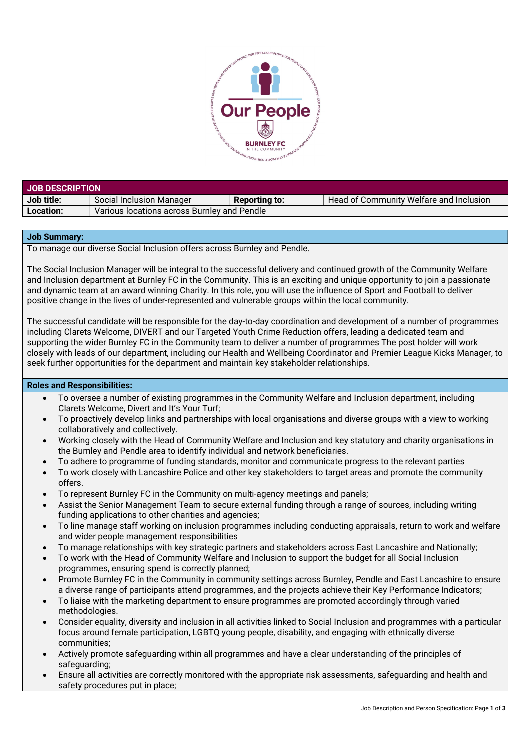## JOB DESCRIPTION

| Job title: | Social Inclusion Manager | Reporting to: | Head of Community Welfare and Inclusion |
|---|---|---|---|
| Location: | Various locations across Burnley and Pendle | | |

### Job Summary:

To manage our diverse Social Inclusion offers across Burnley and Pendle.

The Social Inclusion Manager will be integral to the successful delivery and continued growth of the Community Welfare and Inclusion department at Burnley FC in the Community. This is an exciting and unique opportunity to join a passionate and dynamic team at an award winning Charity. In this role, you will use the influence of Sport and Football to deliver positive change in the lives of under-represented and vulnerable groups within the local community.

The successful candidate will be responsible for the day-to-day coordination and development of a number of programmes including Clarets Welcome, DIVERT and our Targeted Youth Crime Reduction offers, leading a dedicated team and supporting the wider Burnley FC in the Community team to deliver a number of programmes The post holder will work closely with leads of our department, including our Health and Wellbeing Coordinator and Premier League Kicks Manager, to seek further opportunities for the department and maintain key stakeholder relationships.

### Roles and Responsibilities:

- To oversee a number of existing programmes in the Community Welfare and Inclusion department, including Clarets Welcome, Divert and It's Your Turf;
- To proactively develop links and partnerships with local organisations and diverse groups with a view to working collaboratively and collectively.
- Working closely with the Head of Community Welfare and Inclusion and key statutory and charity organisations in the Burnley and Pendle area to identify individual and network beneficiaries.
- To adhere to programme of funding standards, monitor and communicate progress to the relevant parties
- To work closely with Lancashire Police and other key stakeholders to target areas and promote the community offers.
- To represent Burnley FC in the Community on multi-agency meetings and panels;
- Assist the Senior Management Team to secure external funding through a range of sources, including writing funding applications to other charities and agencies;
- To line manage staff working on inclusion programmes including conducting appraisals, return to work and welfare and wider people management responsibilities
- To manage relationships with key strategic partners and stakeholders across East Lancashire and Nationally;
- To work with the Head of Community Welfare and Inclusion to support the budget for all Social Inclusion programmes, ensuring spend is correctly planned;
- Promote Burnley FC in the Community in community settings across Burnley, Pendle and East Lancashire to ensure a diverse range of participants attend programmes, and the projects achieve their Key Performance Indicators;
- To liaise with the marketing department to ensure programmes are promoted accordingly through varied methodologies.
- Consider equality, diversity and inclusion in all activities linked to Social Inclusion and programmes with a particular focus around female participation, LGBTQ young people, disability, and engaging with ethnically diverse communities;
- Actively promote safeguarding within all programmes and have a clear understanding of the principles of safeguarding;
- Ensure all activities are correctly monitored with the appropriate risk assessments, safeguarding and health and safety procedures put in place;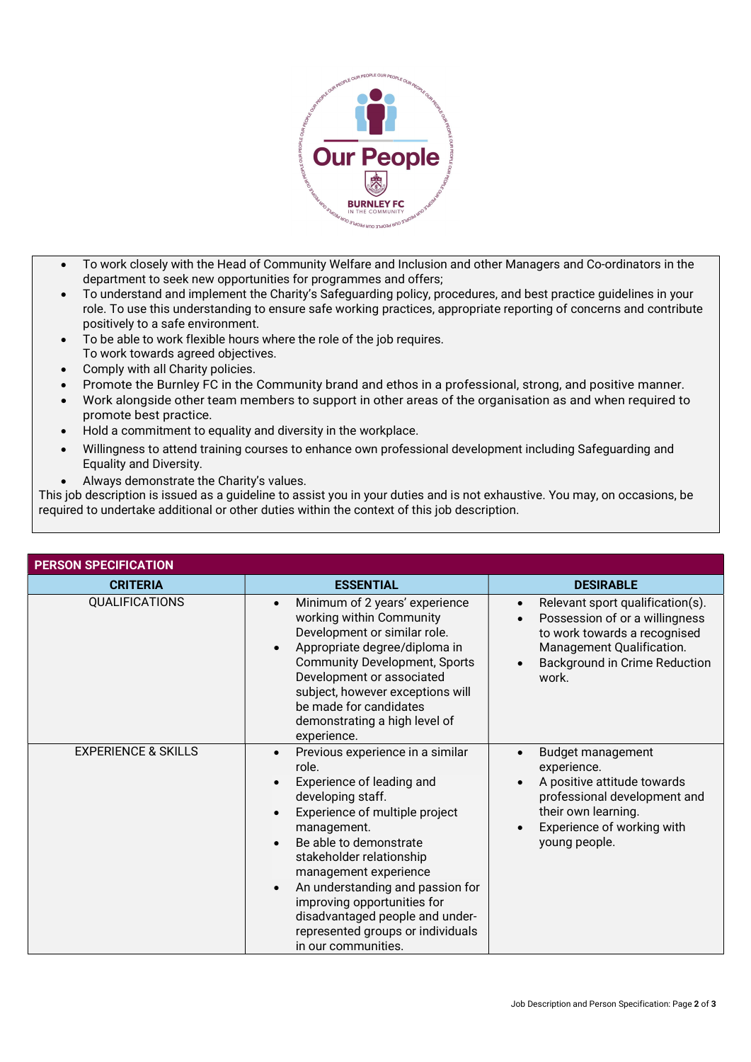- To work closely with the Head of Community Welfare and Inclusion and other Managers and Co-ordinators in the department to seek new opportunities for programmes and offers;
- To understand and implement the Charity's Safeguarding policy, procedures, and best practice guidelines in your role. To use this understanding to ensure safe working practices, appropriate reporting of concerns and contribute positively to a safe environment.
- To be able to work flexible hours where the role of the job requires.
  To work towards agreed objectives.
- Comply with all Charity policies.
- Promote the Burnley FC in the Community brand and ethos in a professional, strong, and positive manner.
- Work alongside other team members to support in other areas of the organisation as and when required to promote best practice.
- Hold a commitment to equality and diversity in the workplace.
- Willingness to attend training courses to enhance own professional development including Safeguarding and Equality and Diversity.
- Always demonstrate the Charity's values.

This job description is issued as a guideline to assist you in your duties and is not exhaustive. You may, on occasions, be required to undertake additional or other duties within the context of this job description.

## PERSON SPECIFICATION

| CRITERIA | ESSENTIAL | DESIRABLE |
|---|---|---|
| QUALIFICATIONS | • Minimum of 2 years' experience working within Community Development or similar role.<br>• Appropriate degree/diploma in Community Development, Sports Development or associated subject, however exceptions will be made for candidates demonstrating a high level of experience. | • Relevant sport qualification(s).<br>• Possession of or a willingness to work towards a recognised Management Qualification.<br>• Background in Crime Reduction work. |
| EXPERIENCE & SKILLS | • Previous experience in a similar role.<br>• Experience of leading and developing staff.<br>• Experience of multiple project management.<br>• Be able to demonstrate stakeholder relationship management experience<br>• An understanding and passion for improving opportunities for disadvantaged people and under-represented groups or individuals in our communities. | • Budget management experience.<br>• A positive attitude towards professional development and their own learning.<br>• Experience of working with young people. |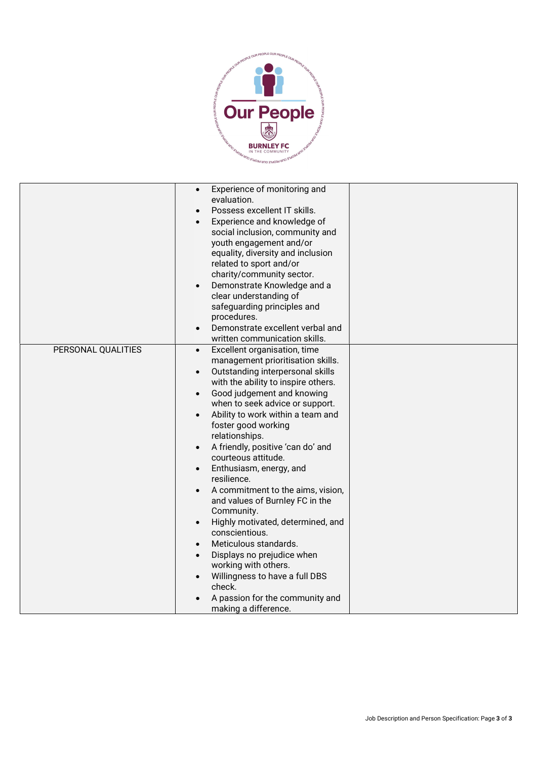| | | |
|---|---|---|
| | • Experience of monitoring and evaluation.<br>• Possess excellent IT skills.<br>• Experience and knowledge of social inclusion, community and youth engagement and/or equality, diversity and inclusion related to sport and/or charity/community sector.<br>• Demonstrate Knowledge and a clear understanding of safeguarding principles and procedures.<br>• Demonstrate excellent verbal and written communication skills. | |
| PERSONAL QUALITIES | • Excellent organisation, time management prioritisation skills.<br>• Outstanding interpersonal skills with the ability to inspire others.<br>• Good judgement and knowing when to seek advice or support.<br>• Ability to work within a team and foster good working relationships.<br>• A friendly, positive 'can do' and courteous attitude.<br>• Enthusiasm, energy, and resilience.<br>• A commitment to the aims, vision, and values of Burnley FC in the Community.<br>• Highly motivated, determined, and conscientious.<br>• Meticulous standards.<br>• Displays no prejudice when working with others.<br>• Willingness to have a full DBS check.<br>• A passion for the community and making a difference. | |